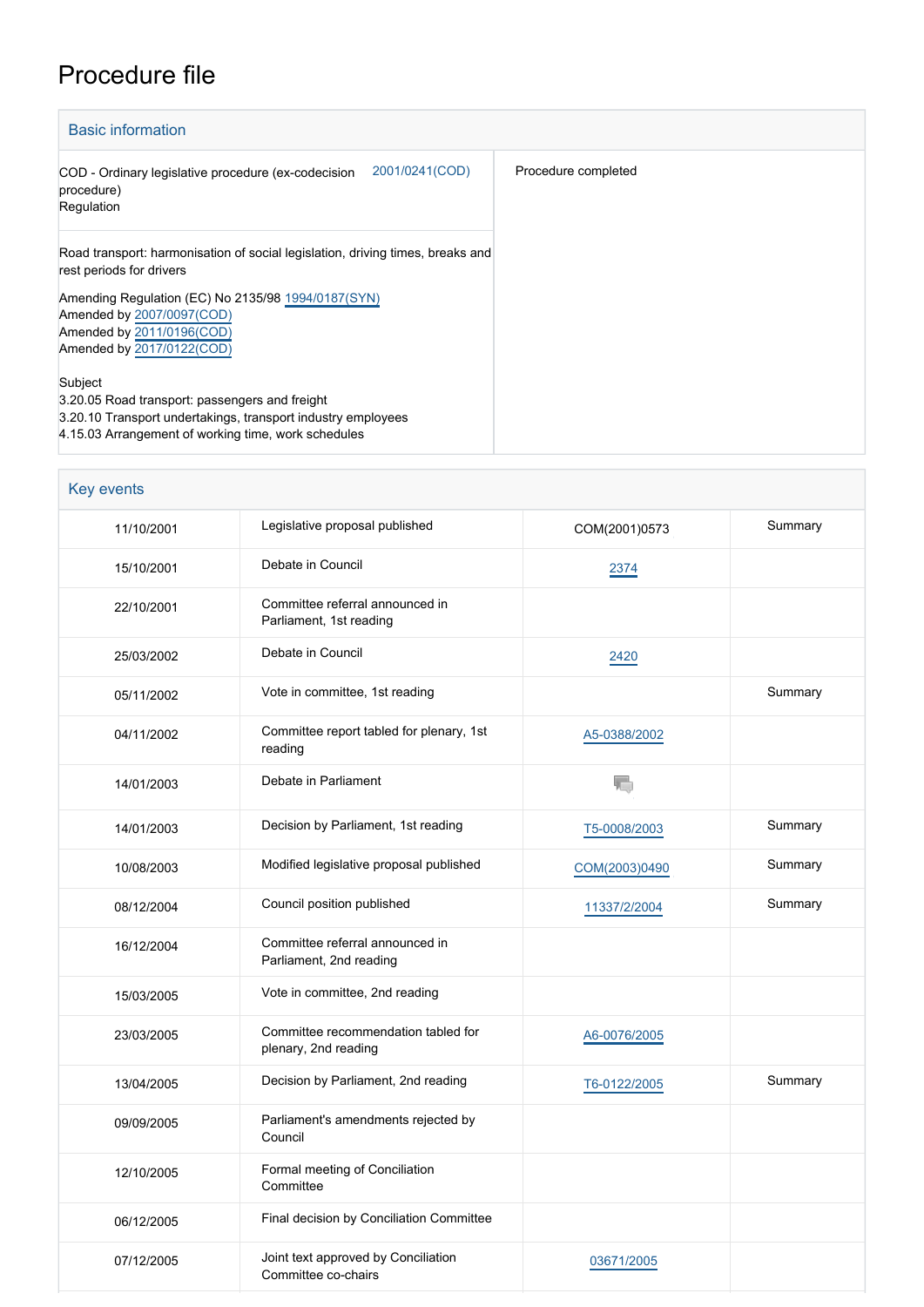# Procedure file

## Basic information

| | |
|---|---|
| COD - Ordinary legislative procedure (ex-codecision procedure)<br>Regulation<br>2001/0241(COD) | Procedure completed |
| Road transport: harmonisation of social legislation, driving times, breaks and rest periods for drivers<br><br>Amending Regulation (EC) No 2135/98 1994/0187(SYN)<br>Amended by 2007/0097(COD)<br>Amended by 2011/0196(COD)<br>Amended by 2017/0122(COD)<br><br>Subject<br>3.20.05 Road transport: passengers and freight<br>3.20.10 Transport undertakings, transport industry employees<br>4.15.03 Arrangement of working time, work schedules | |

## Key events

| | | | |
|---|---|---|---|
| 11/10/2001 | Legislative proposal published | COM(2001)0573 | Summary |
| 15/10/2001 | Debate in Council | 2374 | |
| 22/10/2001 | Committee referral announced in Parliament, 1st reading | | |
| 25/03/2002 | Debate in Council | 2420 | |
| 05/11/2002 | Vote in committee, 1st reading | | Summary |
| 04/11/2002 | Committee report tabled for plenary, 1st reading | A5-0388/2002 | |
| 14/01/2003 | Debate in Parliament | | |
| 14/01/2003 | Decision by Parliament, 1st reading | T5-0008/2003 | Summary |
| 10/08/2003 | Modified legislative proposal published | COM(2003)0490 | Summary |
| 08/12/2004 | Council position published | 11337/2/2004 | Summary |
| 16/12/2004 | Committee referral announced in Parliament, 2nd reading | | |
| 15/03/2005 | Vote in committee, 2nd reading | | |
| 23/03/2005 | Committee recommendation tabled for plenary, 2nd reading | A6-0076/2005 | |
| 13/04/2005 | Decision by Parliament, 2nd reading | T6-0122/2005 | Summary |
| 09/09/2005 | Parliament's amendments rejected by Council | | |
| 12/10/2005 | Formal meeting of Conciliation Committee | | |
| 06/12/2005 | Final decision by Conciliation Committee | | |
| 07/12/2005 | Joint text approved by Conciliation Committee co-chairs | 03671/2005 | |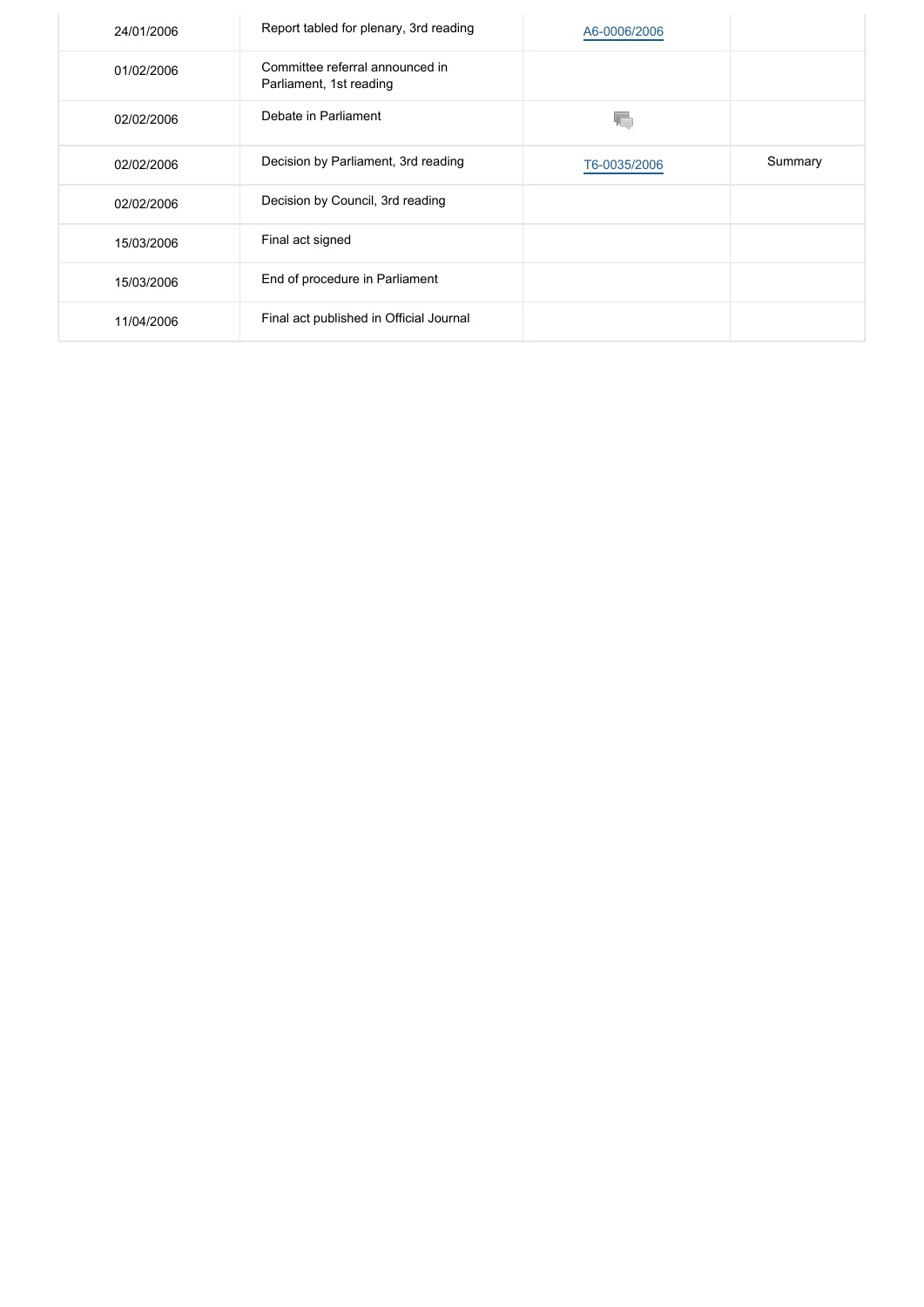| | | | |
|---|---|---|---|
| 24/01/2006 | Report tabled for plenary, 3rd reading | A6-0006/2006 | |
| 01/02/2006 | Committee referral announced in Parliament, 1st reading | | |
| 02/02/2006 | Debate in Parliament | | |
| 02/02/2006 | Decision by Parliament, 3rd reading | T6-0035/2006 | Summary |
| 02/02/2006 | Decision by Council, 3rd reading | | |
| 15/03/2006 | Final act signed | | |
| 15/03/2006 | End of procedure in Parliament | | |
| 11/04/2006 | Final act published in Official Journal | | |